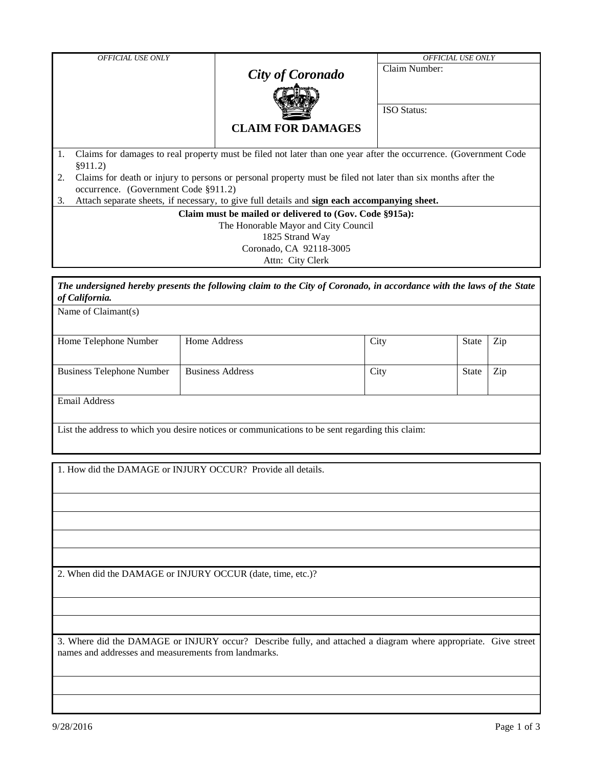| *OFFICIAL USE ONLY* | ***City of Coronado*** **CLAIM FOR DAMAGES** | *OFFICIAL USE ONLY* Claim Number: ISO Status: |
|---|---|---|

1. Claims for damages to real property must be filed not later than one year after the occurrence. (Government Code §911.2)
2. Claims for death or injury to persons or personal property must be filed not later than six months after the occurrence. (Government Code §911.2)
3. Attach separate sheets, if necessary, to give full details and **sign each accompanying sheet.**

**Claim must be mailed or delivered to (Gov. Code §915a):**
The Honorable Mayor and City Council
1825 Strand Way
Coronado, CA 92118-3005
Attn: City Clerk

***The undersigned hereby presents the following claim to the City of Coronado, in accordance with the laws of the State of California.***

| Name of Claimant(s) | | | | |
|---|---|---|---|---|
| Home Telephone Number | Home Address | City | State | Zip |
| Business Telephone Number | Business Address | City | State | Zip |
| Email Address | | | | |
| List the address to which you desire notices or communications to be sent regarding this claim: | | | | |

1. How did the DAMAGE or INJURY OCCUR? Provide all details.

2. When did the DAMAGE or INJURY OCCUR (date, time, etc.)?

3. Where did the DAMAGE or INJURY occur? Describe fully, and attached a diagram where appropriate. Give street names and addresses and measurements from landmarks.

9/28/2016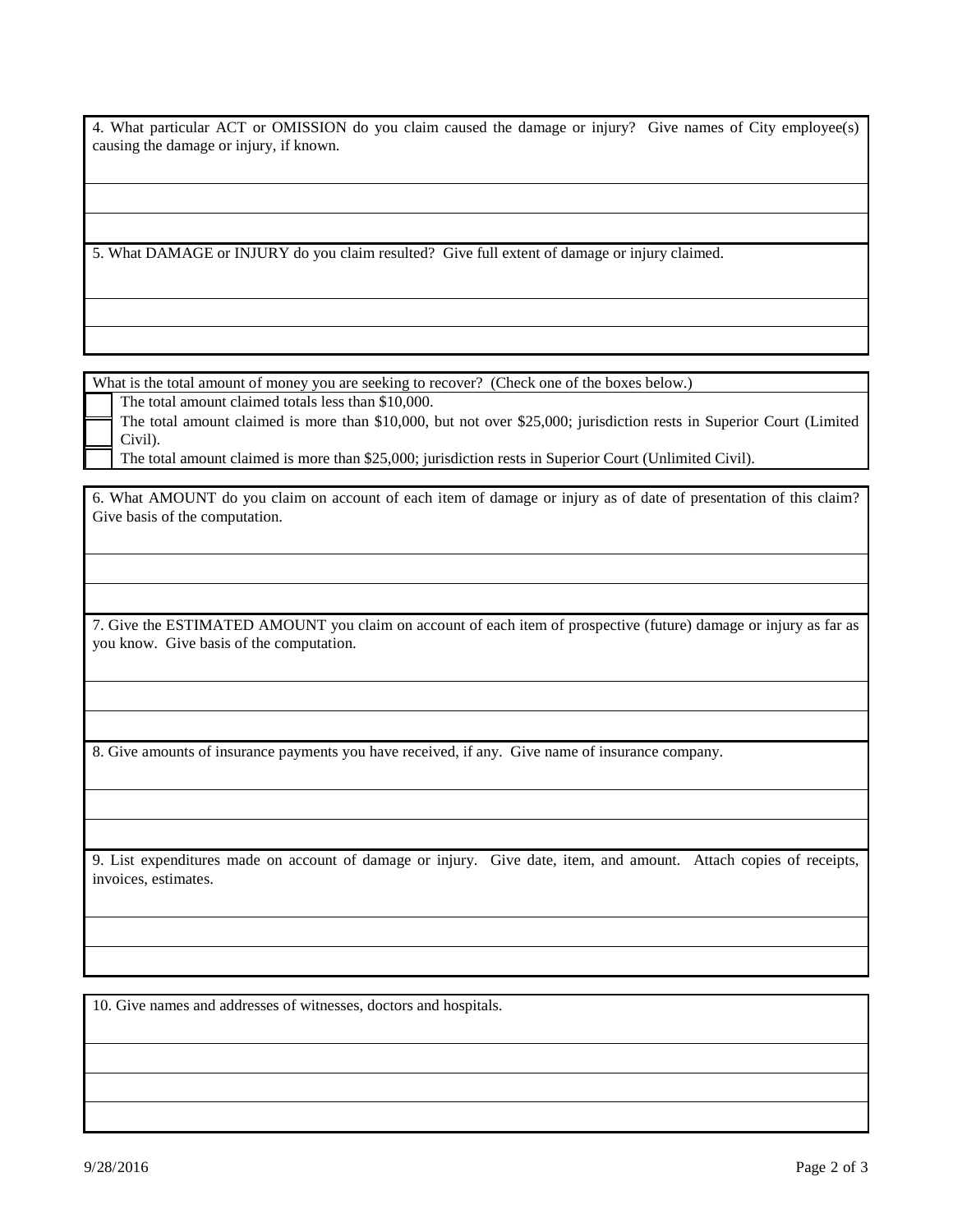4. What particular ACT or OMISSION do you claim caused the damage or injury? Give names of City employee(s) causing the damage or injury, if known.

5. What DAMAGE or INJURY do you claim resulted? Give full extent of damage or injury claimed.

What is the total amount of money you are seeking to recover? (Check one of the boxes below.)

- ☐ The total amount claimed totals less than $10,000.
- ☐ The total amount claimed is more than $10,000, but not over $25,000; jurisdiction rests in Superior Court (Limited Civil).
- ☐ The total amount claimed is more than $25,000; jurisdiction rests in Superior Court (Unlimited Civil).

6. What AMOUNT do you claim on account of each item of damage or injury as of date of presentation of this claim? Give basis of the computation.

7. Give the ESTIMATED AMOUNT you claim on account of each item of prospective (future) damage or injury as far as you know. Give basis of the computation.

8. Give amounts of insurance payments you have received, if any. Give name of insurance company.

9. List expenditures made on account of damage or injury. Give date, item, and amount. Attach copies of receipts, invoices, estimates.

10. Give names and addresses of witnesses, doctors and hospitals.

9/28/2016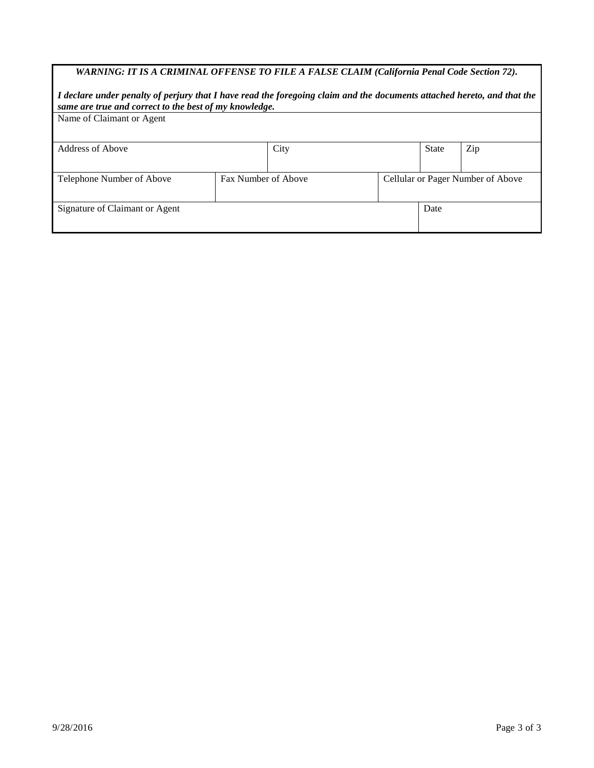***WARNING: IT IS A CRIMINAL OFFENSE TO FILE A FALSE CLAIM (California Penal Code Section 72).***

***I declare under penalty of perjury that I have read the foregoing claim and the documents attached hereto, and that the same are true and correct to the best of my knowledge.***

| | | | | |
|---|---|---|---|---|
| Name of Claimant or Agent | | | | |
| Address of Above | | City | State | Zip |
| Telephone Number of Above | Fax Number of Above | | Cellular or Pager Number of Above | |
| Signature of Claimant or Agent | | | Date | |

9/28/2016